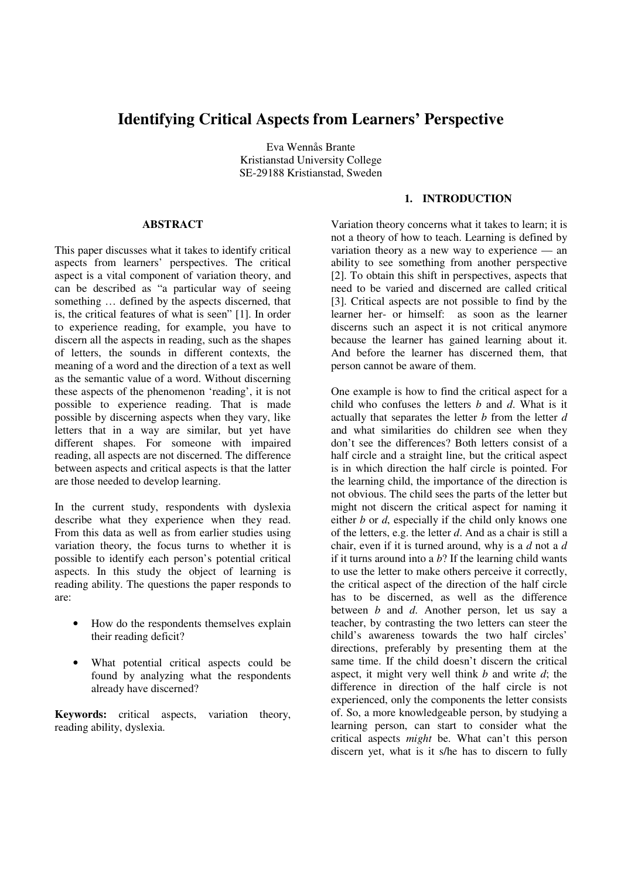# Identifying Critical Aspects from Learners' Perspective

Eva Wennås Brante
Kristianstad University College
SE-29188 Kristianstad, Sweden

## ABSTRACT

This paper discusses what it takes to identify critical aspects from learners' perspectives. The critical aspect is a vital component of variation theory, and can be described as "a particular way of seeing something … defined by the aspects discerned, that is, the critical features of what is seen" [1]. In order to experience reading, for example, you have to discern all the aspects in reading, such as the shapes of letters, the sounds in different contexts, the meaning of a word and the direction of a text as well as the semantic value of a word. Without discerning these aspects of the phenomenon 'reading', it is not possible to experience reading. That is made possible by discerning aspects when they vary, like letters that in a way are similar, but yet have different shapes. For someone with impaired reading, all aspects are not discerned. The difference between aspects and critical aspects is that the latter are those needed to develop learning.

In the current study, respondents with dyslexia describe what they experience when they read. From this data as well as from earlier studies using variation theory, the focus turns to whether it is possible to identify each person's potential critical aspects. In this study the object of learning is reading ability. The questions the paper responds to are:

- How do the respondents themselves explain their reading deficit?
- What potential critical aspects could be found by analyzing what the respondents already have discerned?

**Keywords:** critical aspects, variation theory, reading ability, dyslexia.

## 1. INTRODUCTION

Variation theory concerns what it takes to learn; it is not a theory of how to teach. Learning is defined by variation theory as a new way to experience — an ability to see something from another perspective [2]. To obtain this shift in perspectives, aspects that need to be varied and discerned are called critical [3]. Critical aspects are not possible to find by the learner her- or himself: as soon as the learner discerns such an aspect it is not critical anymore because the learner has gained learning about it. And before the learner has discerned them, that person cannot be aware of them.

One example is how to find the critical aspect for a child who confuses the letters *b* and *d*. What is it actually that separates the letter *b* from the letter *d* and what similarities do children see when they don't see the differences? Both letters consist of a half circle and a straight line, but the critical aspect is in which direction the half circle is pointed. For the learning child, the importance of the direction is not obvious. The child sees the parts of the letter but might not discern the critical aspect for naming it either *b* or *d*, especially if the child only knows one of the letters, e.g. the letter *d*. And as a chair is still a chair, even if it is turned around, why is a *d* not a *d* if it turns around into a *b*? If the learning child wants to use the letter to make others perceive it correctly, the critical aspect of the direction of the half circle has to be discerned, as well as the difference between *b* and *d*. Another person, let us say a teacher, by contrasting the two letters can steer the child's awareness towards the two half circles' directions, preferably by presenting them at the same time. If the child doesn't discern the critical aspect, it might very well think *b* and write *d*; the difference in direction of the half circle is not experienced, only the components the letter consists of. So, a more knowledgeable person, by studying a learning person, can start to consider what the critical aspects *might* be. What can't this person discern yet, what is it s/he has to discern to fully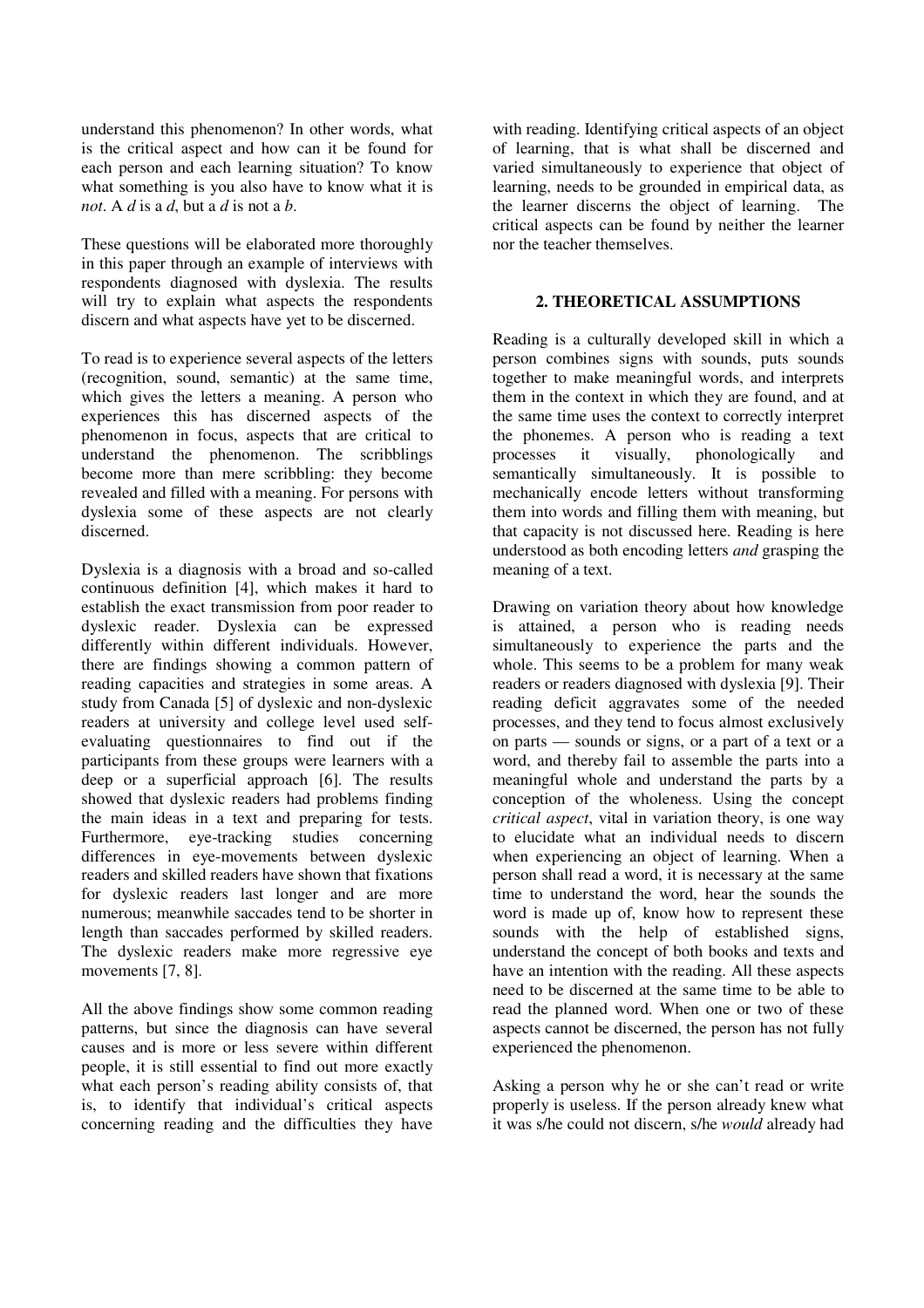understand this phenomenon? In other words, what is the critical aspect and how can it be found for each person and each learning situation? To know what something is you also have to know what it is *not*. A *d* is a *d*, but a *d* is not a *b*.

These questions will be elaborated more thoroughly in this paper through an example of interviews with respondents diagnosed with dyslexia. The results will try to explain what aspects the respondents discern and what aspects have yet to be discerned.

To read is to experience several aspects of the letters (recognition, sound, semantic) at the same time, which gives the letters a meaning. A person who experiences this has discerned aspects of the phenomenon in focus, aspects that are critical to understand the phenomenon. The scribblings become more than mere scribbling: they become revealed and filled with a meaning. For persons with dyslexia some of these aspects are not clearly discerned.

Dyslexia is a diagnosis with a broad and so-called continuous definition [4], which makes it hard to establish the exact transmission from poor reader to dyslexic reader. Dyslexia can be expressed differently within different individuals. However, there are findings showing a common pattern of reading capacities and strategies in some areas. A study from Canada [5] of dyslexic and non-dyslexic readers at university and college level used self-evaluating questionnaires to find out if the participants from these groups were learners with a deep or a superficial approach [6]. The results showed that dyslexic readers had problems finding the main ideas in a text and preparing for tests. Furthermore, eye-tracking studies concerning differences in eye-movements between dyslexic readers and skilled readers have shown that fixations for dyslexic readers last longer and are more numerous; meanwhile saccades tend to be shorter in length than saccades performed by skilled readers. The dyslexic readers make more regressive eye movements [7, 8].

All the above findings show some common reading patterns, but since the diagnosis can have several causes and is more or less severe within different people, it is still essential to find out more exactly what each person's reading ability consists of, that is, to identify that individual's critical aspects concerning reading and the difficulties they have with reading. Identifying critical aspects of an object of learning, that is what shall be discerned and varied simultaneously to experience that object of learning, needs to be grounded in empirical data, as the learner discerns the object of learning. The critical aspects can be found by neither the learner nor the teacher themselves.

## 2. THEORETICAL ASSUMPTIONS

Reading is a culturally developed skill in which a person combines signs with sounds, puts sounds together to make meaningful words, and interprets them in the context in which they are found, and at the same time uses the context to correctly interpret the phonemes. A person who is reading a text processes it visually, phonologically and semantically simultaneously. It is possible to mechanically encode letters without transforming them into words and filling them with meaning, but that capacity is not discussed here. Reading is here understood as both encoding letters *and* grasping the meaning of a text.

Drawing on variation theory about how knowledge is attained, a person who is reading needs simultaneously to experience the parts and the whole. This seems to be a problem for many weak readers or readers diagnosed with dyslexia [9]. Their reading deficit aggravates some of the needed processes, and they tend to focus almost exclusively on parts — sounds or signs, or a part of a text or a word, and thereby fail to assemble the parts into a meaningful whole and understand the parts by a conception of the wholeness. Using the concept *critical aspect*, vital in variation theory, is one way to elucidate what an individual needs to discern when experiencing an object of learning. When a person shall read a word, it is necessary at the same time to understand the word, hear the sounds the word is made up of, know how to represent these sounds with the help of established signs, understand the concept of both books and texts and have an intention with the reading. All these aspects need to be discerned at the same time to be able to read the planned word. When one or two of these aspects cannot be discerned, the person has not fully experienced the phenomenon.

Asking a person why he or she can't read or write properly is useless. If the person already knew what it was s/he could not discern, s/he *would* already had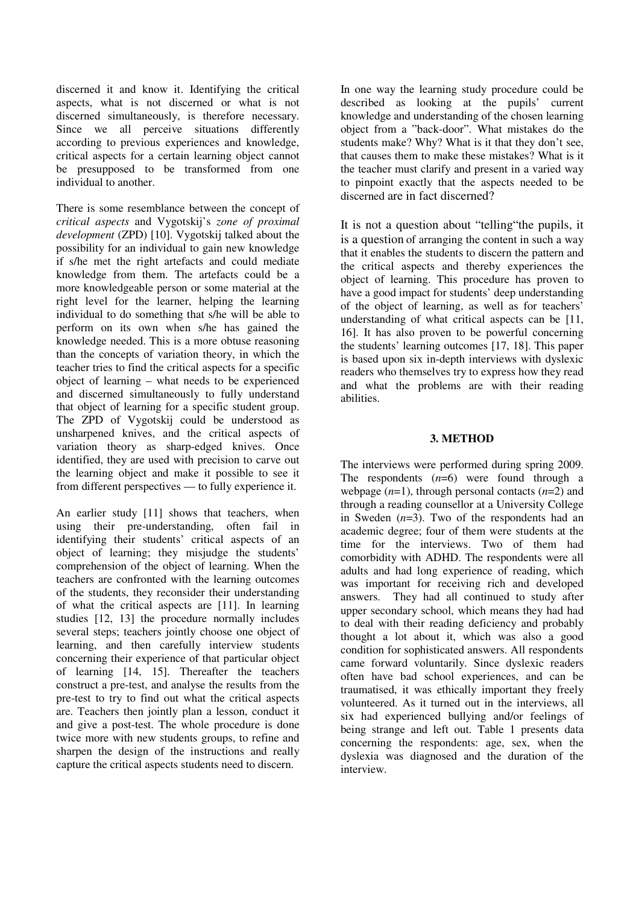discerned it and know it. Identifying the critical aspects, what is not discerned or what is not discerned simultaneously, is therefore necessary. Since we all perceive situations differently according to previous experiences and knowledge, critical aspects for a certain learning object cannot be presupposed to be transformed from one individual to another.

There is some resemblance between the concept of *critical aspects* and Vygotskij's *zone of proximal development* (ZPD) [10]. Vygotskij talked about the possibility for an individual to gain new knowledge if s/he met the right artefacts and could mediate knowledge from them. The artefacts could be a more knowledgeable person or some material at the right level for the learner, helping the learning individual to do something that s/he will be able to perform on its own when s/he has gained the knowledge needed. This is a more obtuse reasoning than the concepts of variation theory, in which the teacher tries to find the critical aspects for a specific object of learning – what needs to be experienced and discerned simultaneously to fully understand that object of learning for a specific student group. The ZPD of Vygotskij could be understood as unsharpened knives, and the critical aspects of variation theory as sharp-edged knives. Once identified, they are used with precision to carve out the learning object and make it possible to see it from different perspectives — to fully experience it.

An earlier study [11] shows that teachers, when using their pre-understanding, often fail in identifying their students' critical aspects of an object of learning; they misjudge the students' comprehension of the object of learning. When the teachers are confronted with the learning outcomes of the students, they reconsider their understanding of what the critical aspects are [11]. In learning studies [12, 13] the procedure normally includes several steps; teachers jointly choose one object of learning, and then carefully interview students concerning their experience of that particular object of learning [14, 15]. Thereafter the teachers construct a pre-test, and analyse the results from the pre-test to try to find out what the critical aspects are. Teachers then jointly plan a lesson, conduct it and give a post-test. The whole procedure is done twice more with new students groups, to refine and sharpen the design of the instructions and really capture the critical aspects students need to discern.

In one way the learning study procedure could be described as looking at the pupils' current knowledge and understanding of the chosen learning object from a "back-door". What mistakes do the students make? Why? What is it that they don't see, that causes them to make these mistakes? What is it the teacher must clarify and present in a varied way to pinpoint exactly that the aspects needed to be discerned are in fact discerned?

It is not a question about "telling"the pupils, it is a question of arranging the content in such a way that it enables the students to discern the pattern and the critical aspects and thereby experiences the object of learning. This procedure has proven to have a good impact for students' deep understanding of the object of learning, as well as for teachers' understanding of what critical aspects can be [11, 16]. It has also proven to be powerful concerning the students' learning outcomes [17, 18]. This paper is based upon six in-depth interviews with dyslexic readers who themselves try to express how they read and what the problems are with their reading abilities.

## 3. METHOD

The interviews were performed during spring 2009. The respondents ($n$=6) were found through a webpage ($n$=1), through personal contacts ($n$=2) and through a reading counsellor at a University College in Sweden ($n$=3). Two of the respondents had an academic degree; four of them were students at the time for the interviews. Two of them had comorbidity with ADHD. The respondents were all adults and had long experience of reading, which was important for receiving rich and developed answers. They had all continued to study after upper secondary school, which means they had had to deal with their reading deficiency and probably thought a lot about it, which was also a good condition for sophisticated answers. All respondents came forward voluntarily. Since dyslexic readers often have bad school experiences, and can be traumatised, it was ethically important they freely volunteered. As it turned out in the interviews, all six had experienced bullying and/or feelings of being strange and left out. Table 1 presents data concerning the respondents: age, sex, when the dyslexia was diagnosed and the duration of the interview.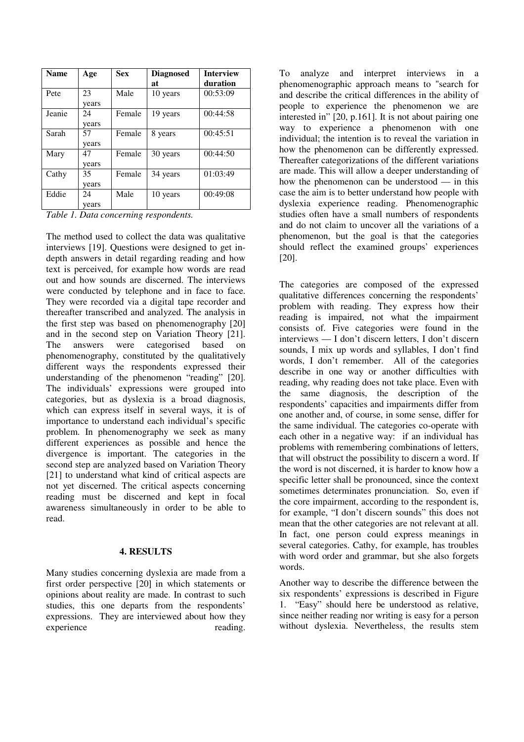| Name | Age | Sex | Diagnosed at | Interview duration |
|---|---|---|---|---|
| Pete | 23 years | Male | 10 years | 00:53:09 |
| Jeanie | 24 years | Female | 19 years | 00:44:58 |
| Sarah | 57 years | Female | 8 years | 00:45:51 |
| Mary | 47 years | Female | 30 years | 00:44:50 |
| Cathy | 35 years | Female | 34 years | 01:03:49 |
| Eddie | 24 years | Male | 10 years | 00:49:08 |

*Table 1. Data concerning respondents.*

The method used to collect the data was qualitative interviews [19]. Questions were designed to get in-depth answers in detail regarding reading and how text is perceived, for example how words are read out and how sounds are discerned. The interviews were conducted by telephone and in face to face. They were recorded via a digital tape recorder and thereafter transcribed and analyzed. The analysis in the first step was based on phenomenography [20] and in the second step on Variation Theory [21]. The answers were categorised based on phenomenography, constituted by the qualitatively different ways the respondents expressed their understanding of the phenomenon "reading" [20]. The individuals' expressions were grouped into categories, but as dyslexia is a broad diagnosis, which can express itself in several ways, it is of importance to understand each individual's specific problem. In phenomenography we seek as many different experiences as possible and hence the divergence is important. The categories in the second step are analyzed based on Variation Theory [21] to understand what kind of critical aspects are not yet discerned. The critical aspects concerning reading must be discerned and kept in focal awareness simultaneously in order to be able to read.

## 4. RESULTS

Many studies concerning dyslexia are made from a first order perspective [20] in which statements or opinions about reality are made. In contrast to such studies, this one departs from the respondents' expressions. They are interviewed about how they experience reading. To analyze and interpret interviews in a phenomenographic approach means to "search for and describe the critical differences in the ability of people to experience the phenomenon we are interested in" [20, p.161]. It is not about pairing one way to experience a phenomenon with one individual; the intention is to reveal the variation in how the phenomenon can be differently expressed. Thereafter categorizations of the different variations are made. This will allow a deeper understanding of how the phenomenon can be understood — in this case the aim is to better understand how people with dyslexia experience reading. Phenomenographic studies often have a small numbers of respondents and do not claim to uncover all the variations of a phenomenon, but the goal is that the categories should reflect the examined groups' experiences [20].

The categories are composed of the expressed qualitative differences concerning the respondents' problem with reading. They express how their reading is impaired, not what the impairment consists of. Five categories were found in the interviews — I don't discern letters, I don't discern sounds, I mix up words and syllables, I don't find words, I don't remember. All of the categories describe in one way or another difficulties with reading, why reading does not take place. Even with the same diagnosis, the description of the respondents' capacities and impairments differ from one another and, of course, in some sense, differ for the same individual. The categories co-operate with each other in a negative way: if an individual has problems with remembering combinations of letters, that will obstruct the possibility to discern a word. If the word is not discerned, it is harder to know how a specific letter shall be pronounced, since the context sometimes determinates pronunciation. So, even if the core impairment, according to the respondent is, for example, "I don't discern sounds" this does not mean that the other categories are not relevant at all. In fact, one person could express meanings in several categories. Cathy, for example, has troubles with word order and grammar, but she also forgets words.

Another way to describe the difference between the six respondents' expressions is described in Figure 1. "Easy" should here be understood as relative, since neither reading nor writing is easy for a person without dyslexia. Nevertheless, the results stem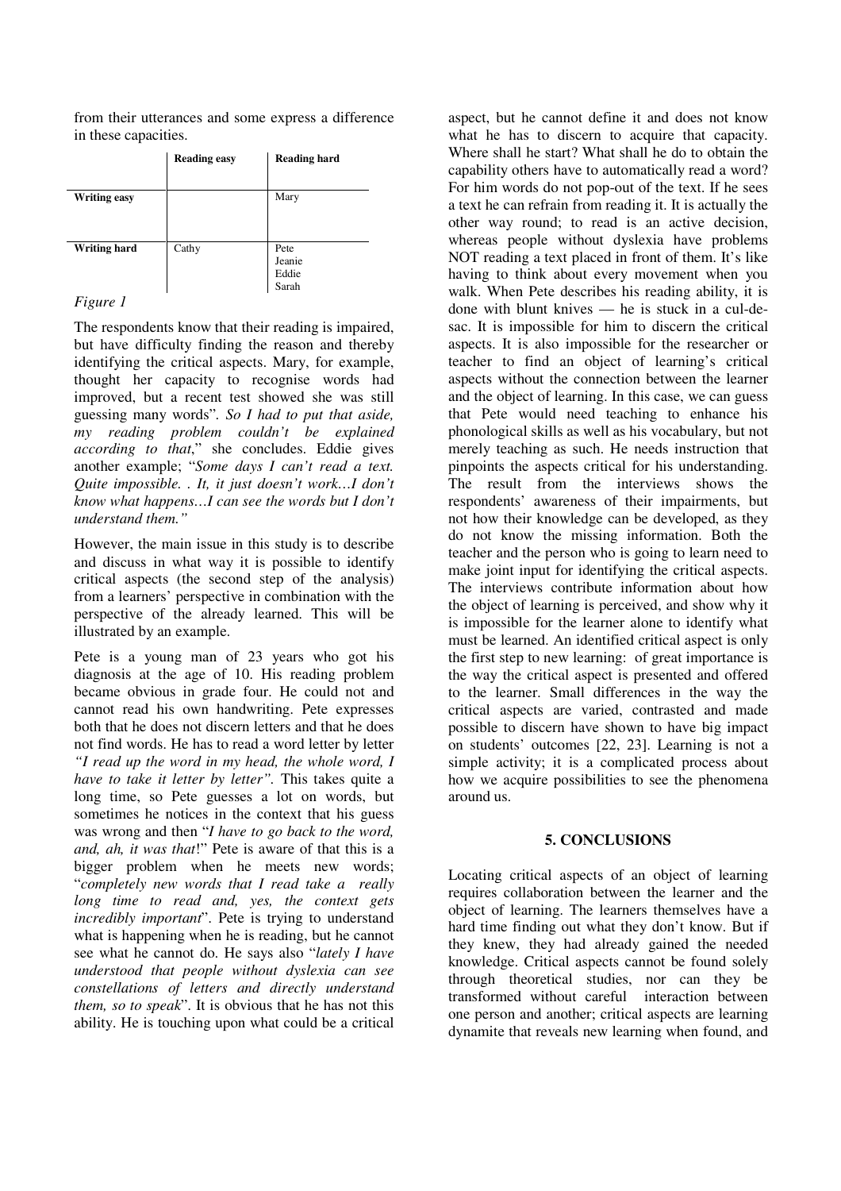from their utterances and some express a difference in these capacities.

| | Reading easy | Reading hard |
|---|---|---|
| Writing easy | | Mary |
| Writing hard | Cathy | Pete<br>Jeanie<br>Eddie<br>Sarah |

*Figure 1*

The respondents know that their reading is impaired, but have difficulty finding the reason and thereby identifying the critical aspects. Mary, for example, thought her capacity to recognise words had improved, but a recent test showed she was still guessing many words". *So I had to put that aside, my reading problem couldn't be explained according to that*," she concludes. Eddie gives another example; "*Some days I can't read a text. Quite impossible. . It, it just doesn't work…I don't know what happens…I can see the words but I don't understand them."*

However, the main issue in this study is to describe and discuss in what way it is possible to identify critical aspects (the second step of the analysis) from a learners' perspective in combination with the perspective of the already learned. This will be illustrated by an example.

Pete is a young man of 23 years who got his diagnosis at the age of 10. His reading problem became obvious in grade four. He could not and cannot read his own handwriting. Pete expresses both that he does not discern letters and that he does not find words. He has to read a word letter by letter *"I read up the word in my head, the whole word, I have to take it letter by letter"*. This takes quite a long time, so Pete guesses a lot on words, but sometimes he notices in the context that his guess was wrong and then "*I have to go back to the word, and, ah, it was that*!" Pete is aware of that this is a bigger problem when he meets new words; "*completely new words that I read take a really long time to read and, yes, the context gets incredibly important*". Pete is trying to understand what is happening when he is reading, but he cannot see what he cannot do. He says also "*lately I have understood that people without dyslexia can see constellations of letters and directly understand them, so to speak*". It is obvious that he has not this ability. He is touching upon what could be a critical aspect, but he cannot define it and does not know what he has to discern to acquire that capacity. Where shall he start? What shall he do to obtain the capability others have to automatically read a word? For him words do not pop-out of the text. If he sees a text he can refrain from reading it. It is actually the other way round; to read is an active decision, whereas people without dyslexia have problems NOT reading a text placed in front of them. It's like having to think about every movement when you walk. When Pete describes his reading ability, it is done with blunt knives — he is stuck in a cul-de-sac. It is impossible for him to discern the critical aspects. It is also impossible for the researcher or teacher to find an object of learning's critical aspects without the connection between the learner and the object of learning. In this case, we can guess that Pete would need teaching to enhance his phonological skills as well as his vocabulary, but not merely teaching as such. He needs instruction that pinpoints the aspects critical for his understanding. The result from the interviews shows the respondents' awareness of their impairments, but not how their knowledge can be developed, as they do not know the missing information. Both the teacher and the person who is going to learn need to make joint input for identifying the critical aspects. The interviews contribute information about how the object of learning is perceived, and show why it is impossible for the learner alone to identify what must be learned. An identified critical aspect is only the first step to new learning: of great importance is the way the critical aspect is presented and offered to the learner. Small differences in the way the critical aspects are varied, contrasted and made possible to discern have shown to have big impact on students' outcomes [22, 23]. Learning is not a simple activity; it is a complicated process about how we acquire possibilities to see the phenomena around us.

## 5. CONCLUSIONS

Locating critical aspects of an object of learning requires collaboration between the learner and the object of learning. The learners themselves have a hard time finding out what they don't know. But if they knew, they had already gained the needed knowledge. Critical aspects cannot be found solely through theoretical studies, nor can they be transformed without careful interaction between one person and another; critical aspects are learning dynamite that reveals new learning when found, and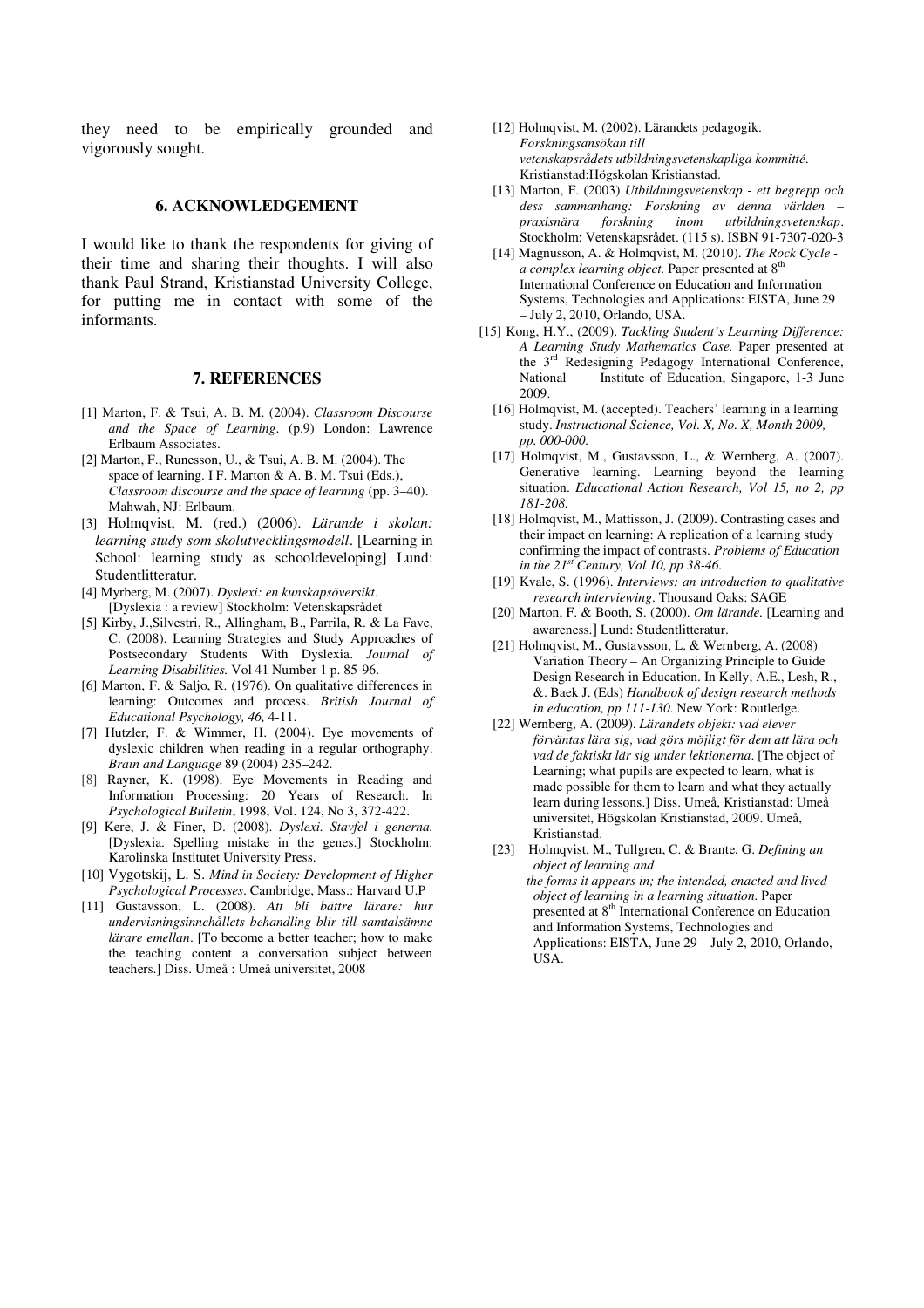they need to be empirically grounded and vigorously sought.

## 6. ACKNOWLEDGEMENT

I would like to thank the respondents for giving of their time and sharing their thoughts. I will also thank Paul Strand, Kristianstad University College, for putting me in contact with some of the informants.

## 7. REFERENCES

[1] Marton, F. & Tsui, A. B. M. (2004). *Classroom Discourse and the Space of Learning*. (p.9) London: Lawrence Erlbaum Associates.

[2] Marton, F., Runesson, U., & Tsui, A. B. M. (2004). The space of learning. I F. Marton & A. B. M. Tsui (Eds.), *Classroom discourse and the space of learning* (pp. 3–40). Mahwah, NJ: Erlbaum.

[3] Holmqvist, M. (red.) (2006). *Lärande i skolan: learning study som skolutvecklingsmodell*. [Learning in School: learning study as schooldeveloping] Lund: Studentlitteratur.

[4] Myrberg, M. (2007). *Dyslexi: en kunskapsöversikt*. [Dyslexia : a review] Stockholm: Vetenskapsrådet

[5] Kirby, J.,Silvestri, R., Allingham, B., Parrila, R. & La Fave, C. (2008). Learning Strategies and Study Approaches of Postsecondary Students With Dyslexia. *Journal of Learning Disabilities.* Vol 41 Number 1 p. 85-96.

[6] Marton, F. & Saljo, R. (1976). On qualitative differences in learning: Outcomes and process. *British Journal of Educational Psychology, 46,* 4-11.

[7] Hutzler, F. & Wimmer, H. (2004). Eye movements of dyslexic children when reading in a regular orthography. *Brain and Language* 89 (2004) 235–242.

[8] Rayner, K. (1998). Eye Movements in Reading and Information Processing: 20 Years of Research. In *Psychological Bulletin*, 1998, Vol. 124, No 3, 372-422.

[9] Kere, J. & Finer, D. (2008). *Dyslexi. Stavfel i generna.* [Dyslexia. Spelling mistake in the genes.] Stockholm: Karolinska Institutet University Press.

[10] Vygotskij, L. S. *Mind in Society: Development of Higher Psychological Processes*. Cambridge, Mass.: Harvard U.P

[11] Gustavsson, L. (2008). *Att bli bättre lärare: hur undervisningsinnehållets behandling blir till samtalsämne lärare emellan*. [To become a better teacher; how to make the teaching content a conversation subject between teachers.] Diss. Umeå : Umeå universitet, 2008

[12] Holmqvist, M. (2002). Lärandets pedagogik. *Forskningsansökan till vetenskapsrådets utbildningsvetenskapliga kommitté*. Kristianstad:Högskolan Kristianstad.

[13] Marton, F. (2003) *Utbildningsvetenskap - ett begrepp och dess sammanhang: Forskning av denna världen – praxisnära forskning inom utbildningsvetenskap*. Stockholm: Vetenskapsrådet. (115 s). ISBN 91-7307-020-3

[14] Magnusson, A. & Holmqvist, M. (2010). *The Rock Cycle - a complex learning object.* Paper presented at 8th International Conference on Education and Information Systems, Technologies and Applications: EISTA, June 29 – July 2, 2010, Orlando, USA.

[15] Kong, H.Y., (2009). *Tackling Student's Learning Difference: A Learning Study Mathematics Case.* Paper presented at the 3rd Redesigning Pedagogy International Conference, National Institute of Education, Singapore, 1-3 June 2009.

[16] Holmqvist, M. (accepted). Teachers' learning in a learning study. *Instructional Science, Vol. X, No. X, Month 2009, pp. 000-000.*

[17] Holmqvist, M., Gustavsson, L., & Wernberg, A. (2007). Generative learning. Learning beyond the learning situation. *Educational Action Research, Vol 15, no 2, pp 181-208.*

[18] Holmqvist, M., Mattisson, J. (2009). Contrasting cases and their impact on learning: A replication of a learning study confirming the impact of contrasts. *Problems of Education in the 21st Century, Vol 10, pp 38-46.*

[19] Kvale, S. (1996). *Interviews: an introduction to qualitative research interviewing*. Thousand Oaks: SAGE

[20] Marton, F. & Booth, S. (2000). *Om lärande.* [Learning and awareness.] Lund: Studentlitteratur.

[21] Holmqvist, M., Gustavsson, L. & Wernberg, A. (2008) Variation Theory – An Organizing Principle to Guide Design Research in Education. In Kelly, A.E., Lesh, R., &. Baek J. (Eds) *Handbook of design research methods in education, pp 111-130.* New York: Routledge.

[22] Wernberg, A. (2009). *Lärandets objekt: vad elever förväntas lära sig, vad görs möjligt för dem att lära och vad de faktiskt lär sig under lektionerna*. [The object of Learning; what pupils are expected to learn, what is made possible for them to learn and what they actually learn during lessons.] Diss. Umeå, Kristianstad: Umeå universitet, Högskolan Kristianstad, 2009. Umeå, Kristianstad.

[23] Holmqvist, M., Tullgren, C. & Brante, G. *Defining an object of learning and the forms it appears in; the intended, enacted and lived object of learning in a learning situation.* Paper presented at 8th International Conference on Education and Information Systems, Technologies and Applications: EISTA, June 29 – July 2, 2010, Orlando, USA.